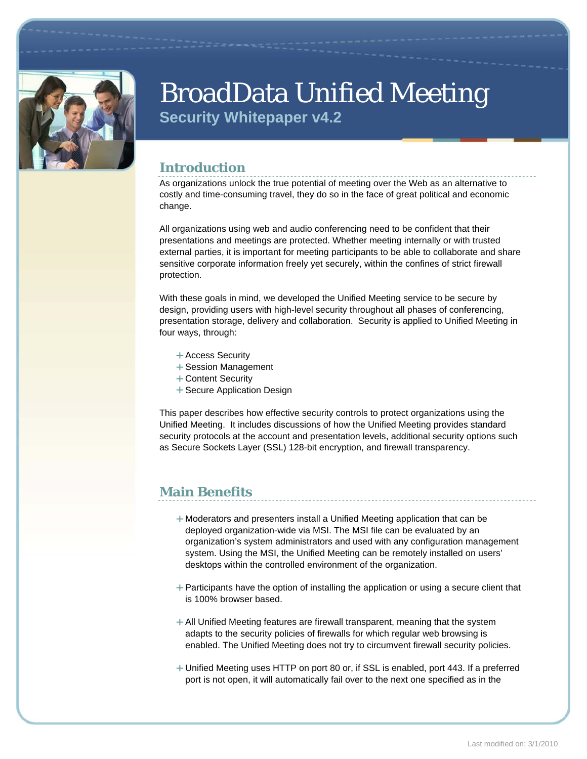# BroadData Unified Meeting

## Security Whitepaper v4.2

## Introduction

As organizations unlock the true potential of meeting over the Web as an alternative to costly and time-consuming travel, they do so in the face of great political and economic change.

All organizations using web and audio conferencing need to be confident that their presentations and meetings are protected. Whether meeting internally or with trusted external parties, it is important for meeting participants to be able to collaborate and share sensitive corporate information freely yet securely, within the confines of strict firewall protection.

With these goals in mind, we developed the Unified Meeting service to be secure by design, providing users with high-level security throughout all phases of conferencing, presentation storage, delivery and collaboration. Security is applied to Unified Meeting in four ways, through:

- Access Security
- Session Management
- Content Security
- Secure Application Design

This paper describes how effective security controls to protect organizations using the Unified Meeting. It includes discussions of how the Unified Meeting provides standard security protocols at the account and presentation levels, additional security options such as Secure Sockets Layer (SSL) 128-bit encryption, and firewall transparency.

## Main Benefits

- Moderators and presenters install a Unified Meeting application that can be deployed organization-wide via MSI. The MSI file can be evaluated by an organization's system administrators and used with any configuration management system. Using the MSI, the Unified Meeting can be remotely installed on users' desktops within the controlled environment of the organization.

- Participants have the option of installing the application or using a secure client that is 100% browser based.

- All Unified Meeting features are firewall transparent, meaning that the system adapts to the security policies of firewalls for which regular web browsing is enabled. The Unified Meeting does not try to circumvent firewall security policies.

- Unified Meeting uses HTTP on port 80 or, if SSL is enabled, port 443. If a preferred port is not open, it will automatically fail over to the next one specified as in the

Last modified on: 3/1/2010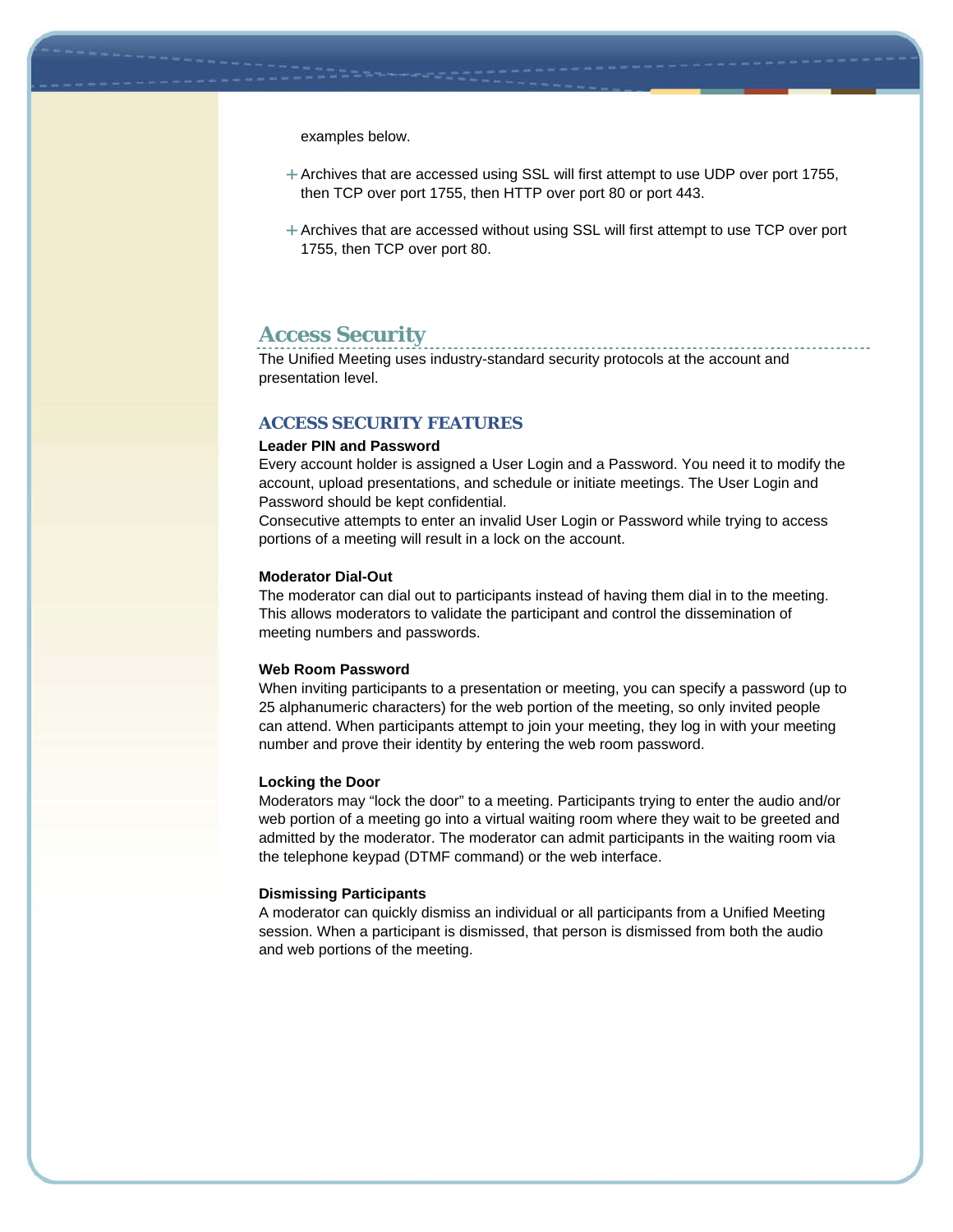examples below.

- Archives that are accessed using SSL will first attempt to use UDP over port 1755, then TCP over port 1755, then HTTP over port 80 or port 443.
- Archives that are accessed without using SSL will first attempt to use TCP over port 1755, then TCP over port 80.

## Access Security

The Unified Meeting uses industry-standard security protocols at the account and presentation level.

### ACCESS SECURITY FEATURES

**Leader PIN and Password**

Every account holder is assigned a User Login and a Password. You need it to modify the account, upload presentations, and schedule or initiate meetings. The User Login and Password should be kept confidential.

Consecutive attempts to enter an invalid User Login or Password while trying to access portions of a meeting will result in a lock on the account.

**Moderator Dial-Out**

The moderator can dial out to participants instead of having them dial in to the meeting. This allows moderators to validate the participant and control the dissemination of meeting numbers and passwords.

**Web Room Password**

When inviting participants to a presentation or meeting, you can specify a password (up to 25 alphanumeric characters) for the web portion of the meeting, so only invited people can attend. When participants attempt to join your meeting, they log in with your meeting number and prove their identity by entering the web room password.

**Locking the Door**

Moderators may "lock the door" to a meeting. Participants trying to enter the audio and/or web portion of a meeting go into a virtual waiting room where they wait to be greeted and admitted by the moderator. The moderator can admit participants in the waiting room via the telephone keypad (DTMF command) or the web interface.

**Dismissing Participants**

A moderator can quickly dismiss an individual or all participants from a Unified Meeting session. When a participant is dismissed, that person is dismissed from both the audio and web portions of the meeting.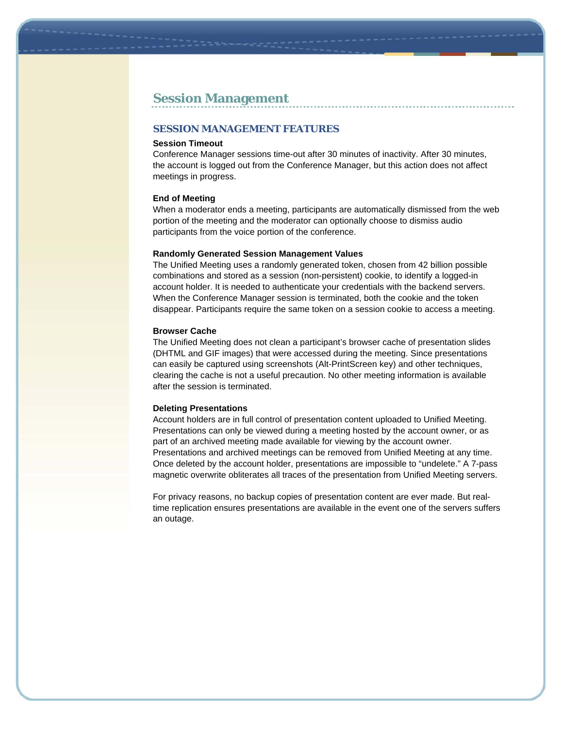# Session Management

## SESSION MANAGEMENT FEATURES

**Session Timeout**

Conference Manager sessions time-out after 30 minutes of inactivity. After 30 minutes, the account is logged out from the Conference Manager, but this action does not affect meetings in progress.

**End of Meeting**

When a moderator ends a meeting, participants are automatically dismissed from the web portion of the meeting and the moderator can optionally choose to dismiss audio participants from the voice portion of the conference.

**Randomly Generated Session Management Values**

The Unified Meeting uses a randomly generated token, chosen from 42 billion possible combinations and stored as a session (non-persistent) cookie, to identify a logged-in account holder. It is needed to authenticate your credentials with the backend servers. When the Conference Manager session is terminated, both the cookie and the token disappear. Participants require the same token on a session cookie to access a meeting.

**Browser Cache**

The Unified Meeting does not clean a participant's browser cache of presentation slides (DHTML and GIF images) that were accessed during the meeting. Since presentations can easily be captured using screenshots (Alt-PrintScreen key) and other techniques, clearing the cache is not a useful precaution. No other meeting information is available after the session is terminated.

**Deleting Presentations**

Account holders are in full control of presentation content uploaded to Unified Meeting. Presentations can only be viewed during a meeting hosted by the account owner, or as part of an archived meeting made available for viewing by the account owner. Presentations and archived meetings can be removed from Unified Meeting at any time. Once deleted by the account holder, presentations are impossible to "undelete." A 7-pass magnetic overwrite obliterates all traces of the presentation from Unified Meeting servers.

For privacy reasons, no backup copies of presentation content are ever made. But real-time replication ensures presentations are available in the event one of the servers suffers an outage.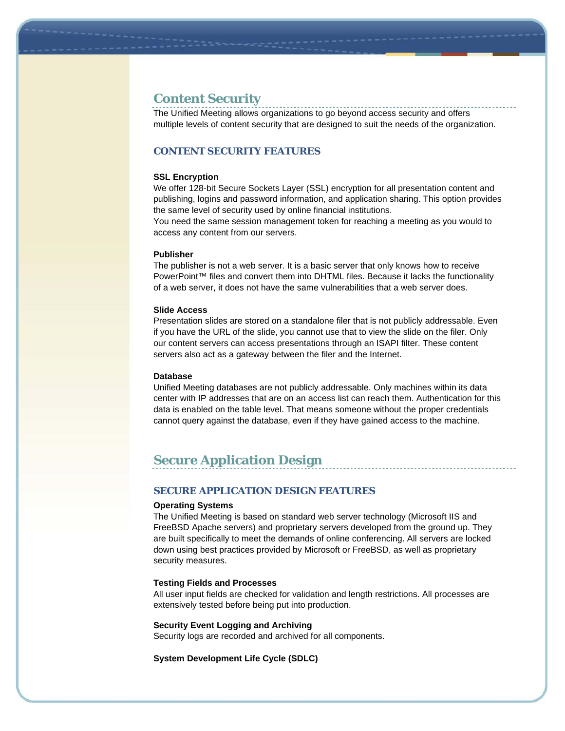## Content Security

The Unified Meeting allows organizations to go beyond access security and offers multiple levels of content security that are designed to suit the needs of the organization.

### CONTENT SECURITY FEATURES

**SSL Encryption**

We offer 128-bit Secure Sockets Layer (SSL) encryption for all presentation content and publishing, logins and password information, and application sharing. This option provides the same level of security used by online financial institutions.
You need the same session management token for reaching a meeting as you would to access any content from our servers.

**Publisher**

The publisher is not a web server. It is a basic server that only knows how to receive PowerPoint™ files and convert them into DHTML files. Because it lacks the functionality of a web server, it does not have the same vulnerabilities that a web server does.

**Slide Access**

Presentation slides are stored on a standalone filer that is not publicly addressable. Even if you have the URL of the slide, you cannot use that to view the slide on the filer. Only our content servers can access presentations through an ISAPI filter. These content servers also act as a gateway between the filer and the Internet.

**Database**

Unified Meeting databases are not publicly addressable. Only machines within its data center with IP addresses that are on an access list can reach them. Authentication for this data is enabled on the table level. That means someone without the proper credentials cannot query against the database, even if they have gained access to the machine.

## Secure Application Design

### SECURE APPLICATION DESIGN FEATURES

**Operating Systems**

The Unified Meeting is based on standard web server technology (Microsoft IIS and FreeBSD Apache servers) and proprietary servers developed from the ground up. They are built specifically to meet the demands of online conferencing. All servers are locked down using best practices provided by Microsoft or FreeBSD, as well as proprietary security measures.

**Testing Fields and Processes**

All user input fields are checked for validation and length restrictions. All processes are extensively tested before being put into production.

**Security Event Logging and Archiving**

Security logs are recorded and archived for all components.

**System Development Life Cycle (SDLC)**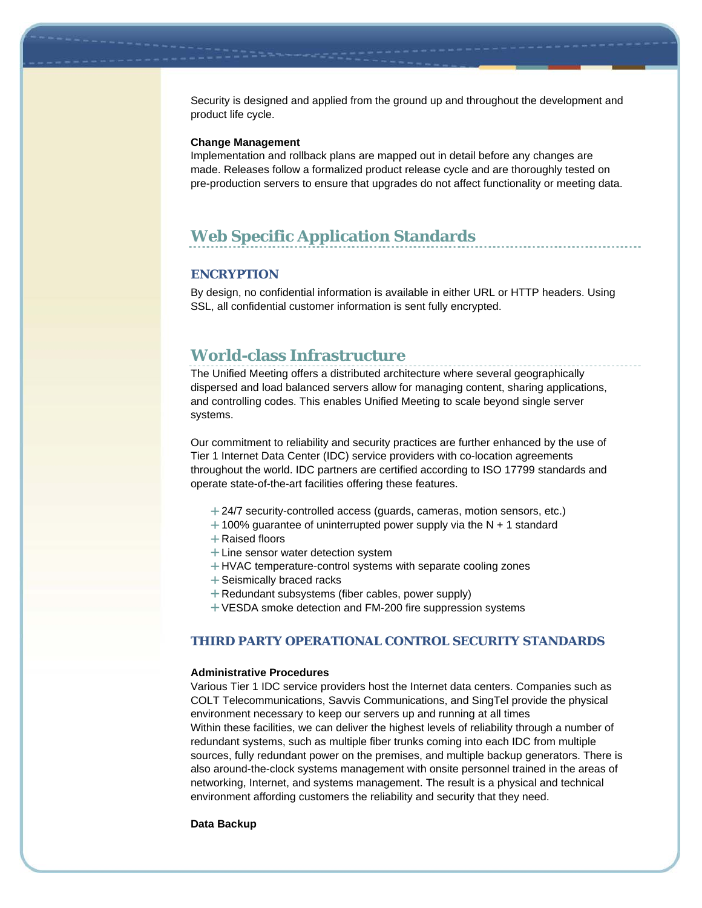Security is designed and applied from the ground up and throughout the development and product life cycle.

**Change Management**

Implementation and rollback plans are mapped out in detail before any changes are made. Releases follow a formalized product release cycle and are thoroughly tested on pre-production servers to ensure that upgrades do not affect functionality or meeting data.

## Web Specific Application Standards

### ENCRYPTION

By design, no confidential information is available in either URL or HTTP headers. Using SSL, all confidential customer information is sent fully encrypted.

## World-class Infrastructure

The Unified Meeting offers a distributed architecture where several geographically dispersed and load balanced servers allow for managing content, sharing applications, and controlling codes. This enables Unified Meeting to scale beyond single server systems.

Our commitment to reliability and security practices are further enhanced by the use of Tier 1 Internet Data Center (IDC) service providers with co-location agreements throughout the world. IDC partners are certified according to ISO 17799 standards and operate state-of-the-art facilities offering these features.

- 24/7 security-controlled access (guards, cameras, motion sensors, etc.)
- 100% guarantee of uninterrupted power supply via the N + 1 standard
- Raised floors
- Line sensor water detection system
- HVAC temperature-control systems with separate cooling zones
- Seismically braced racks
- Redundant subsystems (fiber cables, power supply)
- VESDA smoke detection and FM-200 fire suppression systems

### THIRD PARTY OPERATIONAL CONTROL SECURITY STANDARDS

**Administrative Procedures**

Various Tier 1 IDC service providers host the Internet data centers. Companies such as COLT Telecommunications, Savvis Communications, and SingTel provide the physical environment necessary to keep our servers up and running at all times

Within these facilities, we can deliver the highest levels of reliability through a number of redundant systems, such as multiple fiber trunks coming into each IDC from multiple sources, fully redundant power on the premises, and multiple backup generators. There is also around-the-clock systems management with onsite personnel trained in the areas of networking, Internet, and systems management. The result is a physical and technical environment affording customers the reliability and security that they need.

**Data Backup**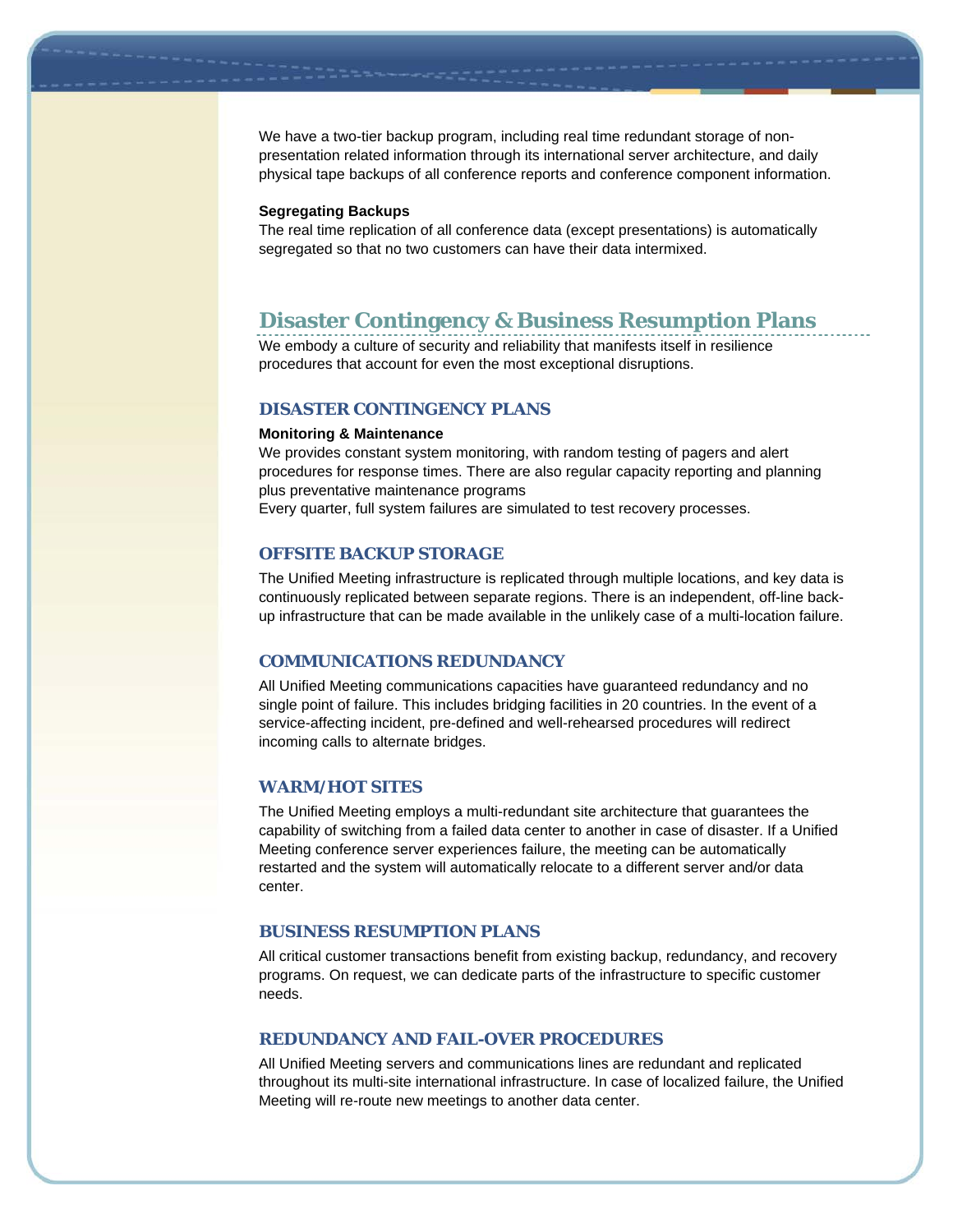We have a two-tier backup program, including real time redundant storage of non-presentation related information through its international server architecture, and daily physical tape backups of all conference reports and conference component information.

**Segregating Backups**

The real time replication of all conference data (except presentations) is automatically segregated so that no two customers can have their data intermixed.

## Disaster Contingency & Business Resumption Plans

We embody a culture of security and reliability that manifests itself in resilience procedures that account for even the most exceptional disruptions.

### DISASTER CONTINGENCY PLANS

**Monitoring & Maintenance**

We provides constant system monitoring, with random testing of pagers and alert procedures for response times. There are also regular capacity reporting and planning plus preventative maintenance programs

Every quarter, full system failures are simulated to test recovery processes.

### OFFSITE BACKUP STORAGE

The Unified Meeting infrastructure is replicated through multiple locations, and key data is continuously replicated between separate regions. There is an independent, off-line back-up infrastructure that can be made available in the unlikely case of a multi-location failure.

### COMMUNICATIONS REDUNDANCY

All Unified Meeting communications capacities have guaranteed redundancy and no single point of failure. This includes bridging facilities in 20 countries. In the event of a service-affecting incident, pre-defined and well-rehearsed procedures will redirect incoming calls to alternate bridges.

### WARM/HOT SITES

The Unified Meeting employs a multi-redundant site architecture that guarantees the capability of switching from a failed data center to another in case of disaster. If a Unified Meeting conference server experiences failure, the meeting can be automatically restarted and the system will automatically relocate to a different server and/or data center.

### BUSINESS RESUMPTION PLANS

All critical customer transactions benefit from existing backup, redundancy, and recovery programs. On request, we can dedicate parts of the infrastructure to specific customer needs.

### REDUNDANCY AND FAIL-OVER PROCEDURES

All Unified Meeting servers and communications lines are redundant and replicated throughout its multi-site international infrastructure. In case of localized failure, the Unified Meeting will re-route new meetings to another data center.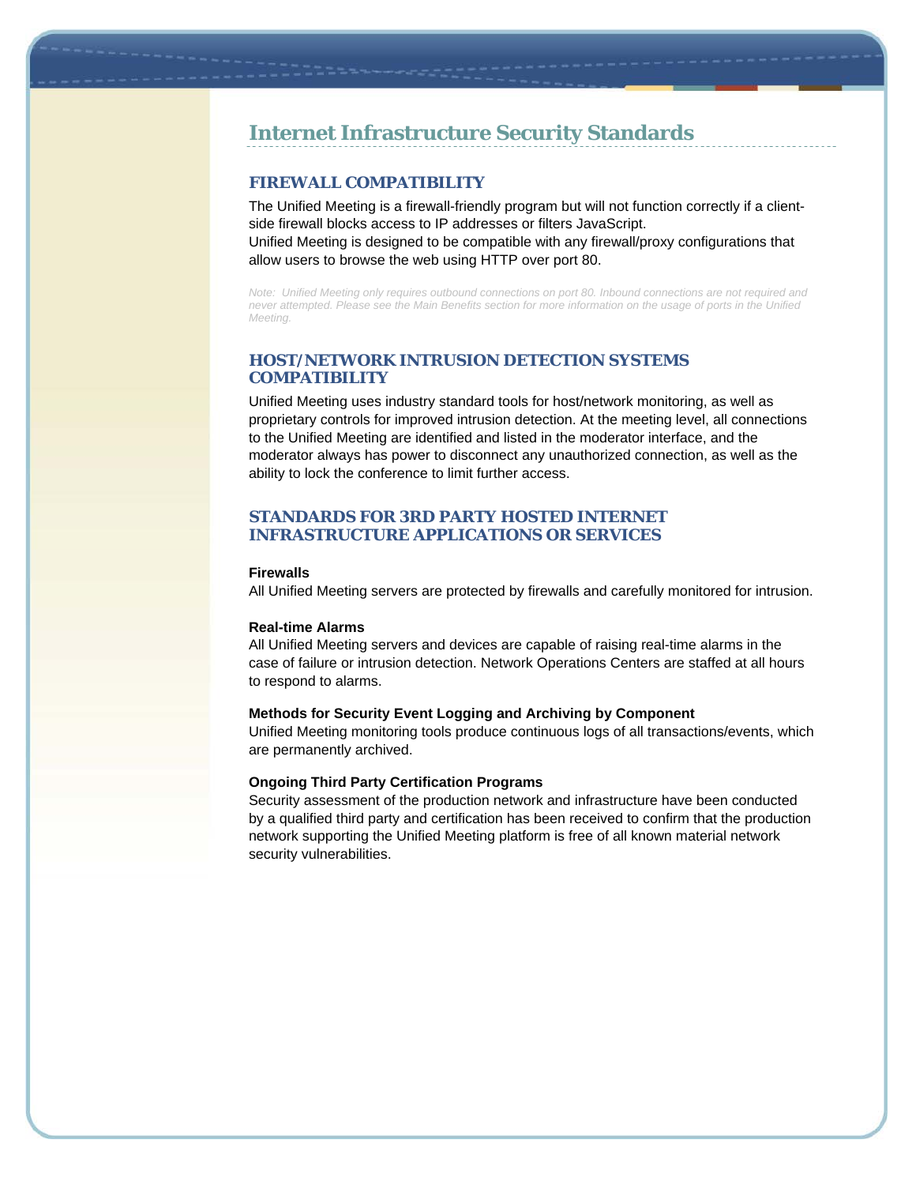# Internet Infrastructure Security Standards

## FIREWALL COMPATIBILITY

The Unified Meeting is a firewall-friendly program but will not function correctly if a client-side firewall blocks access to IP addresses or filters JavaScript.
Unified Meeting is designed to be compatible with any firewall/proxy configurations that allow users to browse the web using HTTP over port 80.

*Note: Unified Meeting only requires outbound connections on port 80. Inbound connections are not required and never attempted. Please see the Main Benefits section for more information on the usage of ports in the Unified Meeting.*

## HOST/NETWORK INTRUSION DETECTION SYSTEMS COMPATIBILITY

Unified Meeting uses industry standard tools for host/network monitoring, as well as proprietary controls for improved intrusion detection. At the meeting level, all connections to the Unified Meeting are identified and listed in the moderator interface, and the moderator always has power to disconnect any unauthorized connection, as well as the ability to lock the conference to limit further access.

## STANDARDS FOR 3RD PARTY HOSTED INTERNET INFRASTRUCTURE APPLICATIONS OR SERVICES

**Firewalls**

All Unified Meeting servers are protected by firewalls and carefully monitored for intrusion.

**Real-time Alarms**

All Unified Meeting servers and devices are capable of raising real-time alarms in the case of failure or intrusion detection. Network Operations Centers are staffed at all hours to respond to alarms.

**Methods for Security Event Logging and Archiving by Component**

Unified Meeting monitoring tools produce continuous logs of all transactions/events, which are permanently archived.

**Ongoing Third Party Certification Programs**

Security assessment of the production network and infrastructure have been conducted by a qualified third party and certification has been received to confirm that the production network supporting the Unified Meeting platform is free of all known material network security vulnerabilities.